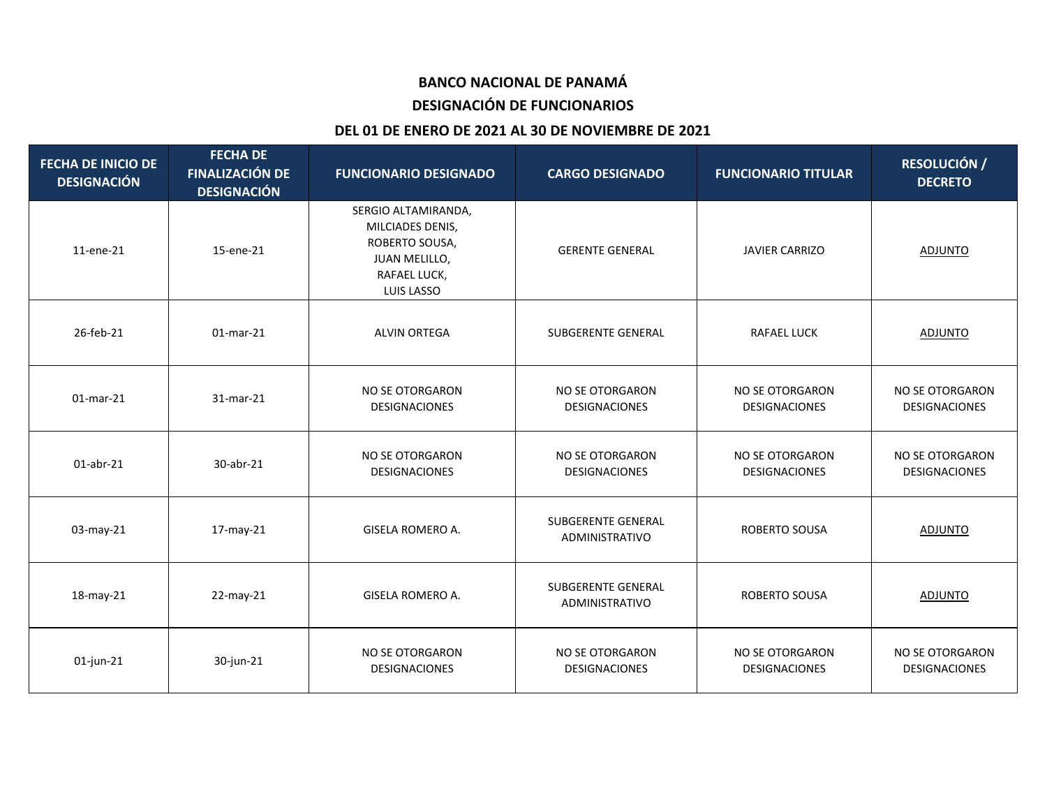# BANCO NACIONAL DE PANAMÁ

## DESIGNACIÓN DE FUNCIONARIOS

### DEL 01 DE ENERO DE 2021 AL 30 DE NOVIEMBRE DE 2021

| FECHA DE INICIO DE DESIGNACIÓN | FECHA DE FINALIZACIÓN DE DESIGNACIÓN | FUNCIONARIO DESIGNADO | CARGO DESIGNADO | FUNCIONARIO TITULAR | RESOLUCIÓN / DECRETO |
|---|---|---|---|---|---|
| 11-ene-21 | 15-ene-21 | SERGIO ALTAMIRANDA, MILCIADES DENIS, ROBERTO SOUSA, JUAN MELILLO, RAFAEL LUCK, LUIS LASSO | GERENTE GENERAL | JAVIER CARRIZO | ADJUNTO |
| 26-feb-21 | 01-mar-21 | ALVIN ORTEGA | SUBGERENTE GENERAL | RAFAEL LUCK | ADJUNTO |
| 01-mar-21 | 31-mar-21 | NO SE OTORGARON DESIGNACIONES | NO SE OTORGARON DESIGNACIONES | NO SE OTORGARON DESIGNACIONES | NO SE OTORGARON DESIGNACIONES |
| 01-abr-21 | 30-abr-21 | NO SE OTORGARON DESIGNACIONES | NO SE OTORGARON DESIGNACIONES | NO SE OTORGARON DESIGNACIONES | NO SE OTORGARON DESIGNACIONES |
| 03-may-21 | 17-may-21 | GISELA ROMERO A. | SUBGERENTE GENERAL ADMINISTRATIVO | ROBERTO SOUSA | ADJUNTO |
| 18-may-21 | 22-may-21 | GISELA ROMERO A. | SUBGERENTE GENERAL ADMINISTRATIVO | ROBERTO SOUSA | ADJUNTO |
| 01-jun-21 | 30-jun-21 | NO SE OTORGARON DESIGNACIONES | NO SE OTORGARON DESIGNACIONES | NO SE OTORGARON DESIGNACIONES | NO SE OTORGARON DESIGNACIONES |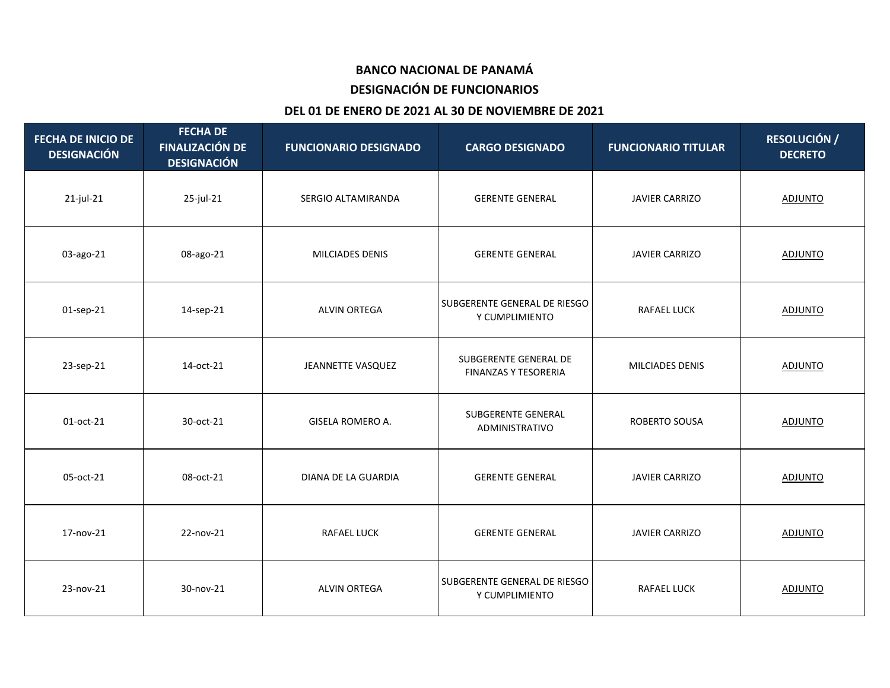**BANCO NACIONAL DE PANAMÁ**

**DESIGNACIÓN DE FUNCIONARIOS**

**DEL 01 DE ENERO DE 2021 AL 30 DE NOVIEMBRE DE 2021**

| FECHA DE INICIO DE DESIGNACIÓN | FECHA DE FINALIZACIÓN DE DESIGNACIÓN | FUNCIONARIO DESIGNADO | CARGO DESIGNADO | FUNCIONARIO TITULAR | RESOLUCIÓN / DECRETO |
|---|---|---|---|---|---|
| 21-jul-21 | 25-jul-21 | SERGIO ALTAMIRANDA | GERENTE GENERAL | JAVIER CARRIZO | ADJUNTO |
| 03-ago-21 | 08-ago-21 | MILCIADES DENIS | GERENTE GENERAL | JAVIER CARRIZO | ADJUNTO |
| 01-sep-21 | 14-sep-21 | ALVIN ORTEGA | SUBGERENTE GENERAL DE RIESGO Y CUMPLIMIENTO | RAFAEL LUCK | ADJUNTO |
| 23-sep-21 | 14-oct-21 | JEANNETTE VASQUEZ | SUBGERENTE GENERAL DE FINANZAS Y TESORERIA | MILCIADES DENIS | ADJUNTO |
| 01-oct-21 | 30-oct-21 | GISELA ROMERO A. | SUBGERENTE GENERAL ADMINISTRATIVO | ROBERTO SOUSA | ADJUNTO |
| 05-oct-21 | 08-oct-21 | DIANA DE LA GUARDIA | GERENTE GENERAL | JAVIER CARRIZO | ADJUNTO |
| 17-nov-21 | 22-nov-21 | RAFAEL LUCK | GERENTE GENERAL | JAVIER CARRIZO | ADJUNTO |
| 23-nov-21 | 30-nov-21 | ALVIN ORTEGA | SUBGERENTE GENERAL DE RIESGO Y CUMPLIMIENTO | RAFAEL LUCK | ADJUNTO |